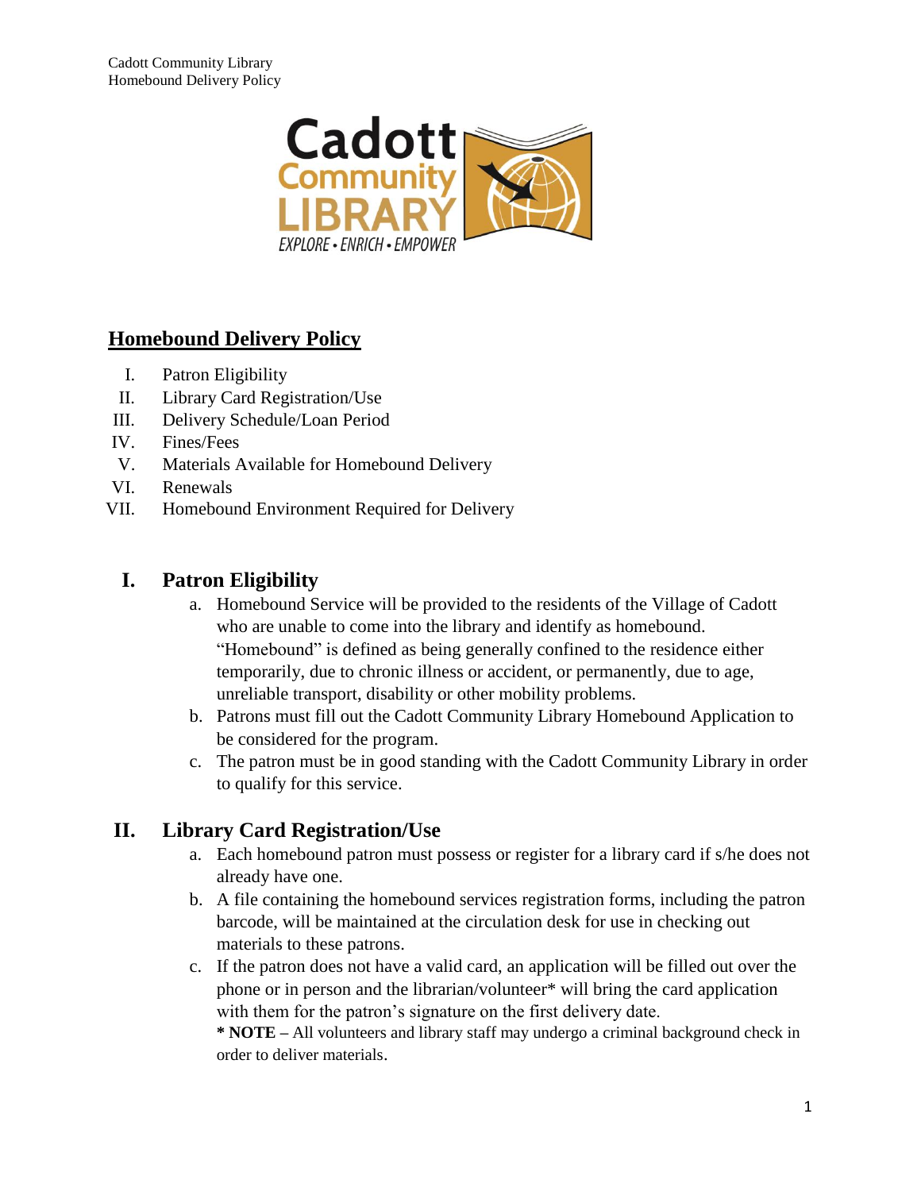# Homebound Delivery Policy

I. Patron Eligibility
II. Library Card Registration/Use
III. Delivery Schedule/Loan Period
IV. Fines/Fees
V. Materials Available for Homebound Delivery
VI. Renewals
VII. Homebound Environment Required for Delivery

## I. Patron Eligibility

a. Homebound Service will be provided to the residents of the Village of Cadott who are unable to come into the library and identify as homebound. "Homebound" is defined as being generally confined to the residence either temporarily, due to chronic illness or accident, or permanently, due to age, unreliable transport, disability or other mobility problems.
b. Patrons must fill out the Cadott Community Library Homebound Application to be considered for the program.
c. The patron must be in good standing with the Cadott Community Library in order to qualify for this service.

## II. Library Card Registration/Use

a. Each homebound patron must possess or register for a library card if s/he does not already have one.
b. A file containing the homebound services registration forms, including the patron barcode, will be maintained at the circulation desk for use in checking out materials to these patrons.
c. If the patron does not have a valid card, an application will be filled out over the phone or in person and the librarian/volunteer* will bring the card application with them for the patron's signature on the first delivery date.

**\* NOTE –** All volunteers and library staff may undergo a criminal background check in order to deliver materials.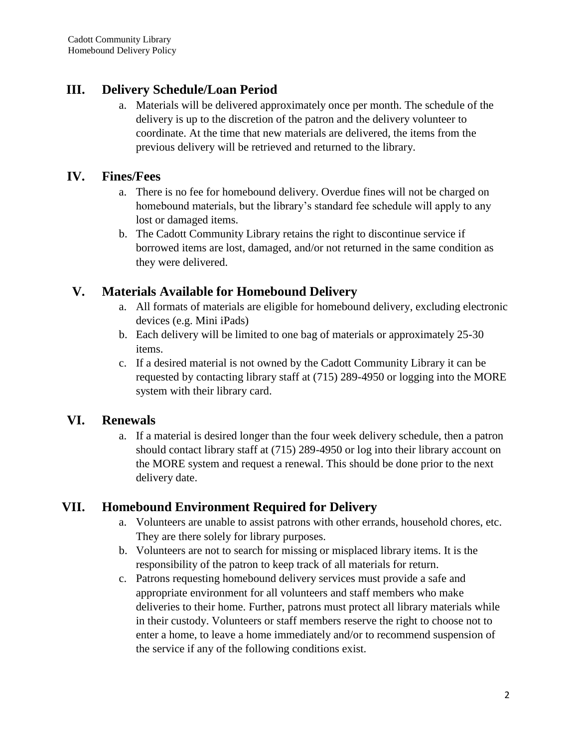## III. Delivery Schedule/Loan Period

a. Materials will be delivered approximately once per month. The schedule of the delivery is up to the discretion of the patron and the delivery volunteer to coordinate. At the time that new materials are delivered, the items from the previous delivery will be retrieved and returned to the library.

## IV. Fines/Fees

a. There is no fee for homebound delivery. Overdue fines will not be charged on homebound materials, but the library's standard fee schedule will apply to any lost or damaged items.
b. The Cadott Community Library retains the right to discontinue service if borrowed items are lost, damaged, and/or not returned in the same condition as they were delivered.

## V. Materials Available for Homebound Delivery

a. All formats of materials are eligible for homebound delivery, excluding electronic devices (e.g. Mini iPads)
b. Each delivery will be limited to one bag of materials or approximately 25-30 items.
c. If a desired material is not owned by the Cadott Community Library it can be requested by contacting library staff at (715) 289-4950 or logging into the MORE system with their library card.

## VI. Renewals

a. If a material is desired longer than the four week delivery schedule, then a patron should contact library staff at (715) 289-4950 or log into their library account on the MORE system and request a renewal. This should be done prior to the next delivery date.

## VII. Homebound Environment Required for Delivery

a. Volunteers are unable to assist patrons with other errands, household chores, etc. They are there solely for library purposes.
b. Volunteers are not to search for missing or misplaced library items. It is the responsibility of the patron to keep track of all materials for return.
c. Patrons requesting homebound delivery services must provide a safe and appropriate environment for all volunteers and staff members who make deliveries to their home. Further, patrons must protect all library materials while in their custody. Volunteers or staff members reserve the right to choose not to enter a home, to leave a home immediately and/or to recommend suspension of the service if any of the following conditions exist.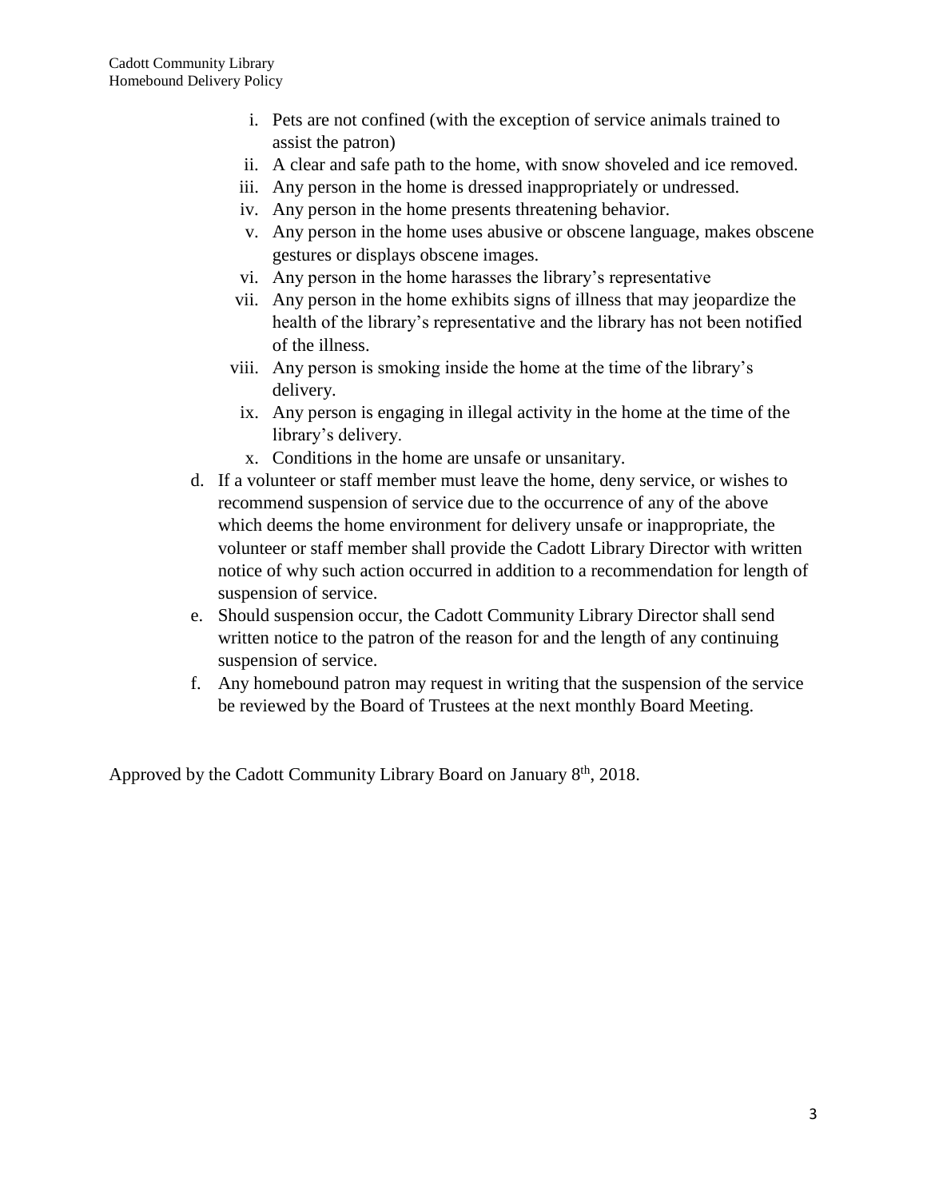i. Pets are not confined (with the exception of service animals trained to assist the patron)
   ii. A clear and safe path to the home, with snow shoveled and ice removed.
   iii. Any person in the home is dressed inappropriately or undressed.
   iv. Any person in the home presents threatening behavior.
   v. Any person in the home uses abusive or obscene language, makes obscene gestures or displays obscene images.
   vi. Any person in the home harasses the library's representative
   vii. Any person in the home exhibits signs of illness that may jeopardize the health of the library's representative and the library has not been notified of the illness.
   viii. Any person is smoking inside the home at the time of the library's delivery.
   ix. Any person is engaging in illegal activity in the home at the time of the library's delivery.
   x. Conditions in the home are unsafe or unsanitary.

d. If a volunteer or staff member must leave the home, deny service, or wishes to recommend suspension of service due to the occurrence of any of the above which deems the home environment for delivery unsafe or inappropriate, the volunteer or staff member shall provide the Cadott Library Director with written notice of why such action occurred in addition to a recommendation for length of suspension of service.

e. Should suspension occur, the Cadott Community Library Director shall send written notice to the patron of the reason for and the length of any continuing suspension of service.

f. Any homebound patron may request in writing that the suspension of the service be reviewed by the Board of Trustees at the next monthly Board Meeting.

Approved by the Cadott Community Library Board on January 8th, 2018.